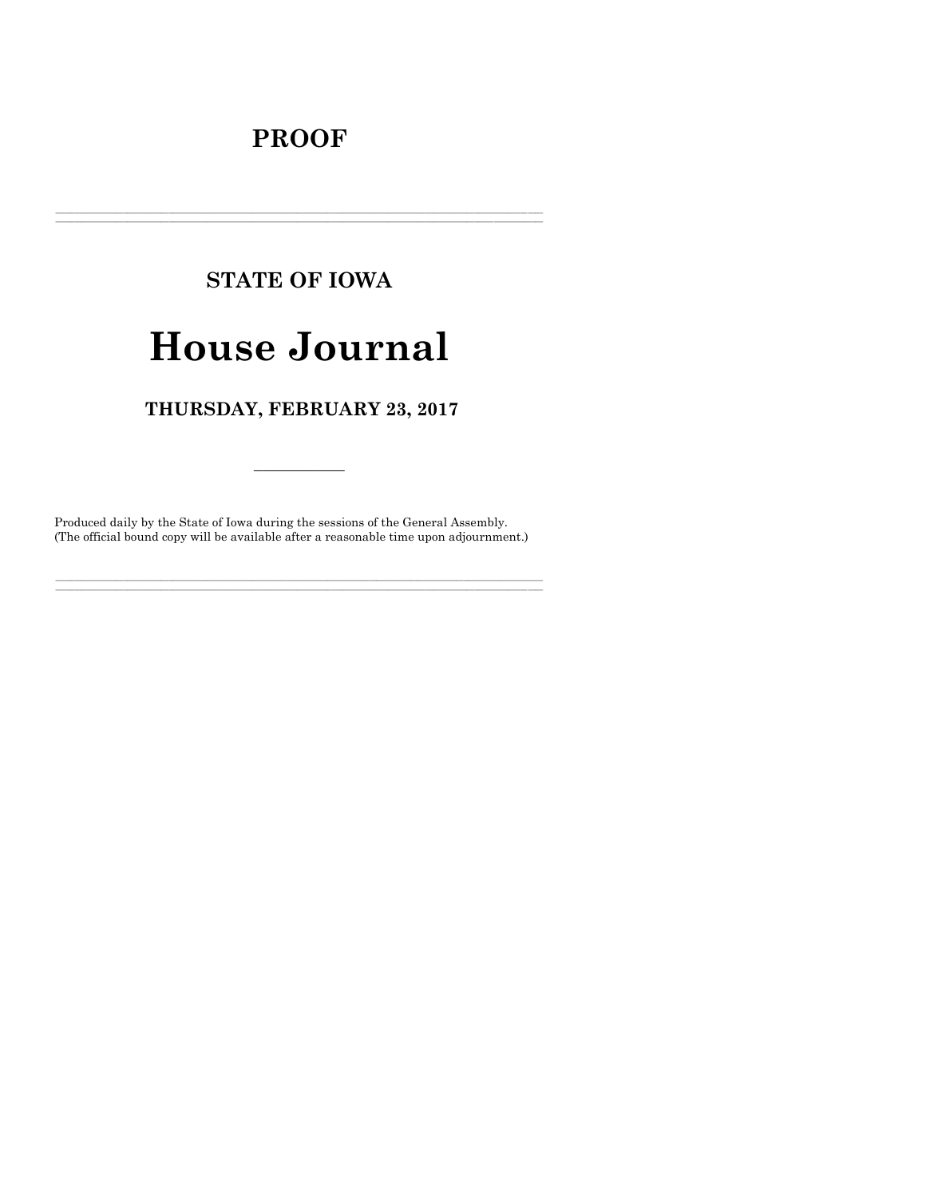# PROOF

---

## STATE OF IOWA

# House Journal

## THURSDAY, FEBRUARY 23, 2017

---

Produced daily by the State of Iowa during the sessions of the General Assembly.
(The official bound copy will be available after a reasonable time upon adjournment.)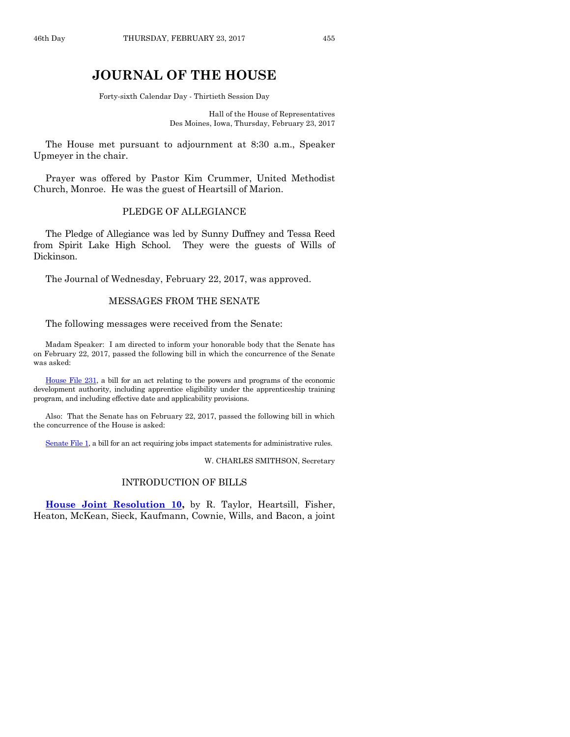# JOURNAL OF THE HOUSE

Forty-sixth Calendar Day - Thirtieth Session Day

Hall of the House of Representatives
Des Moines, Iowa, Thursday, February 23, 2017

The House met pursuant to adjournment at 8:30 a.m., Speaker Upmeyer in the chair.

Prayer was offered by Pastor Kim Crummer, United Methodist Church, Monroe. He was the guest of Heartsill of Marion.

## PLEDGE OF ALLEGIANCE

The Pledge of Allegiance was led by Sunny Duffney and Tessa Reed from Spirit Lake High School. They were the guests of Wills of Dickinson.

The Journal of Wednesday, February 22, 2017, was approved.

## MESSAGES FROM THE SENATE

The following messages were received from the Senate:

Madam Speaker: I am directed to inform your honorable body that the Senate has on February 22, 2017, passed the following bill in which the concurrence of the Senate was asked:

House File 231, a bill for an act relating to the powers and programs of the economic development authority, including apprentice eligibility under the apprenticeship training program, and including effective date and applicability provisions.

Also: That the Senate has on February 22, 2017, passed the following bill in which the concurrence of the House is asked:

Senate File 1, a bill for an act requiring jobs impact statements for administrative rules.

W. CHARLES SMITHSON, Secretary

## INTRODUCTION OF BILLS

**House Joint Resolution 10,** by R. Taylor, Heartsill, Fisher, Heaton, McKean, Sieck, Kaufmann, Cownie, Wills, and Bacon, a joint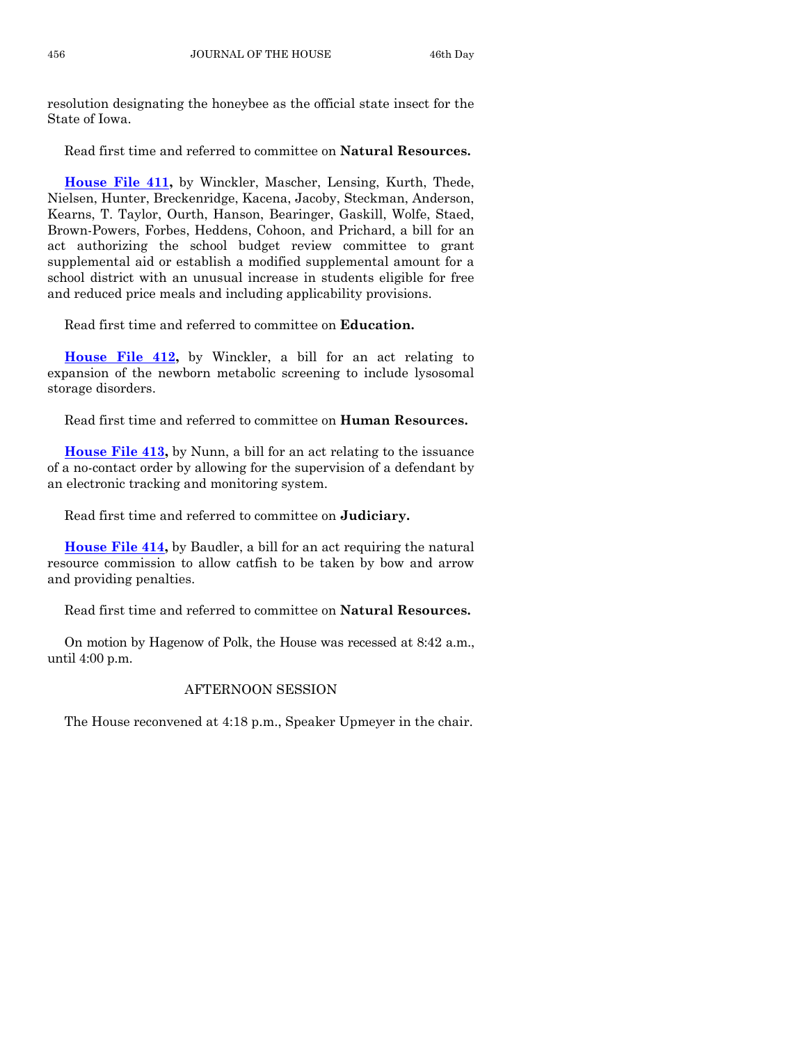resolution designating the honeybee as the official state insect for the State of Iowa.

Read first time and referred to committee on **Natural Resources.**

**House File 411,** by Winckler, Mascher, Lensing, Kurth, Thede, Nielsen, Hunter, Breckenridge, Kacena, Jacoby, Steckman, Anderson, Kearns, T. Taylor, Ourth, Hanson, Bearinger, Gaskill, Wolfe, Staed, Brown-Powers, Forbes, Heddens, Cohoon, and Prichard, a bill for an act authorizing the school budget review committee to grant supplemental aid or establish a modified supplemental amount for a school district with an unusual increase in students eligible for free and reduced price meals and including applicability provisions.

Read first time and referred to committee on **Education.**

**House File 412,** by Winckler, a bill for an act relating to expansion of the newborn metabolic screening to include lysosomal storage disorders.

Read first time and referred to committee on **Human Resources.**

**House File 413,** by Nunn, a bill for an act relating to the issuance of a no-contact order by allowing for the supervision of a defendant by an electronic tracking and monitoring system.

Read first time and referred to committee on **Judiciary.**

**House File 414,** by Baudler, a bill for an act requiring the natural resource commission to allow catfish to be taken by bow and arrow and providing penalties.

Read first time and referred to committee on **Natural Resources.**

On motion by Hagenow of Polk, the House was recessed at 8:42 a.m., until 4:00 p.m.

## AFTERNOON SESSION

The House reconvened at 4:18 p.m., Speaker Upmeyer in the chair.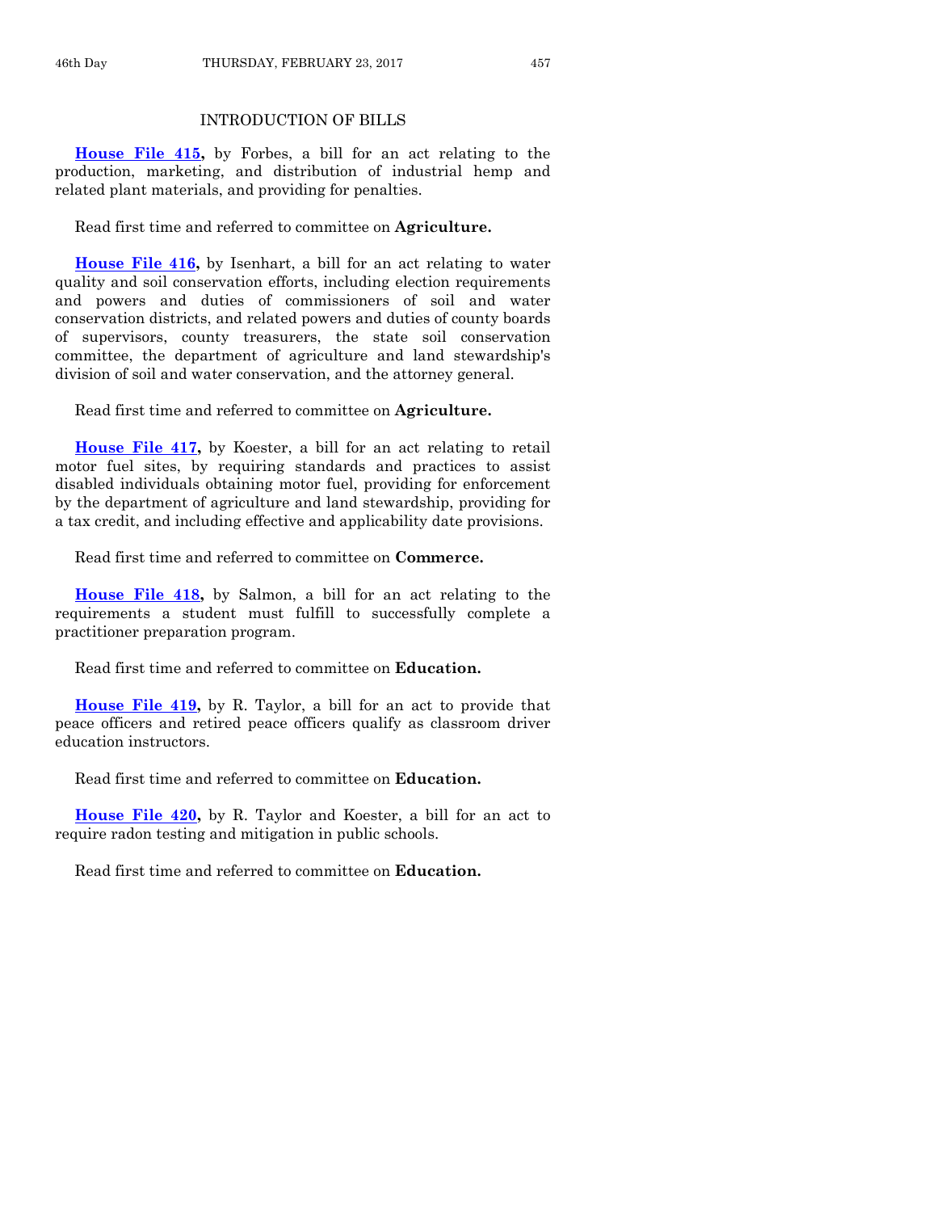## INTRODUCTION OF BILLS

**House File 415,** by Forbes, a bill for an act relating to the production, marketing, and distribution of industrial hemp and related plant materials, and providing for penalties.

Read first time and referred to committee on **Agriculture.**

**House File 416,** by Isenhart, a bill for an act relating to water quality and soil conservation efforts, including election requirements and powers and duties of commissioners of soil and water conservation districts, and related powers and duties of county boards of supervisors, county treasurers, the state soil conservation committee, the department of agriculture and land stewardship's division of soil and water conservation, and the attorney general.

Read first time and referred to committee on **Agriculture.**

**House File 417,** by Koester, a bill for an act relating to retail motor fuel sites, by requiring standards and practices to assist disabled individuals obtaining motor fuel, providing for enforcement by the department of agriculture and land stewardship, providing for a tax credit, and including effective and applicability date provisions.

Read first time and referred to committee on **Commerce.**

**House File 418,** by Salmon, a bill for an act relating to the requirements a student must fulfill to successfully complete a practitioner preparation program.

Read first time and referred to committee on **Education.**

**House File 419,** by R. Taylor, a bill for an act to provide that peace officers and retired peace officers qualify as classroom driver education instructors.

Read first time and referred to committee on **Education.**

**House File 420,** by R. Taylor and Koester, a bill for an act to require radon testing and mitigation in public schools.

Read first time and referred to committee on **Education.**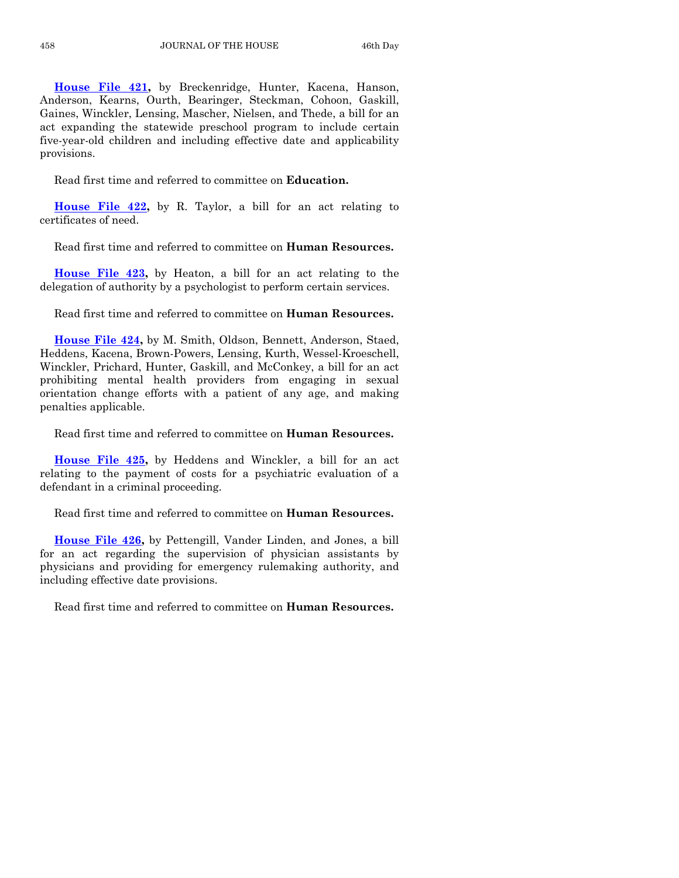**House File 421,** by Breckenridge, Hunter, Kacena, Hanson, Anderson, Kearns, Ourth, Bearinger, Steckman, Cohoon, Gaskill, Gaines, Winckler, Lensing, Mascher, Nielsen, and Thede, a bill for an act expanding the statewide preschool program to include certain five-year-old children and including effective date and applicability provisions.

Read first time and referred to committee on **Education.**

**House File 422,** by R. Taylor, a bill for an act relating to certificates of need.

Read first time and referred to committee on **Human Resources.**

**House File 423,** by Heaton, a bill for an act relating to the delegation of authority by a psychologist to perform certain services.

Read first time and referred to committee on **Human Resources.**

**House File 424,** by M. Smith, Oldson, Bennett, Anderson, Staed, Heddens, Kacena, Brown-Powers, Lensing, Kurth, Wessel-Kroeschell, Winckler, Prichard, Hunter, Gaskill, and McConkey, a bill for an act prohibiting mental health providers from engaging in sexual orientation change efforts with a patient of any age, and making penalties applicable.

Read first time and referred to committee on **Human Resources.**

**House File 425,** by Heddens and Winckler, a bill for an act relating to the payment of costs for a psychiatric evaluation of a defendant in a criminal proceeding.

Read first time and referred to committee on **Human Resources.**

**House File 426,** by Pettengill, Vander Linden, and Jones, a bill for an act regarding the supervision of physician assistants by physicians and providing for emergency rulemaking authority, and including effective date provisions.

Read first time and referred to committee on **Human Resources.**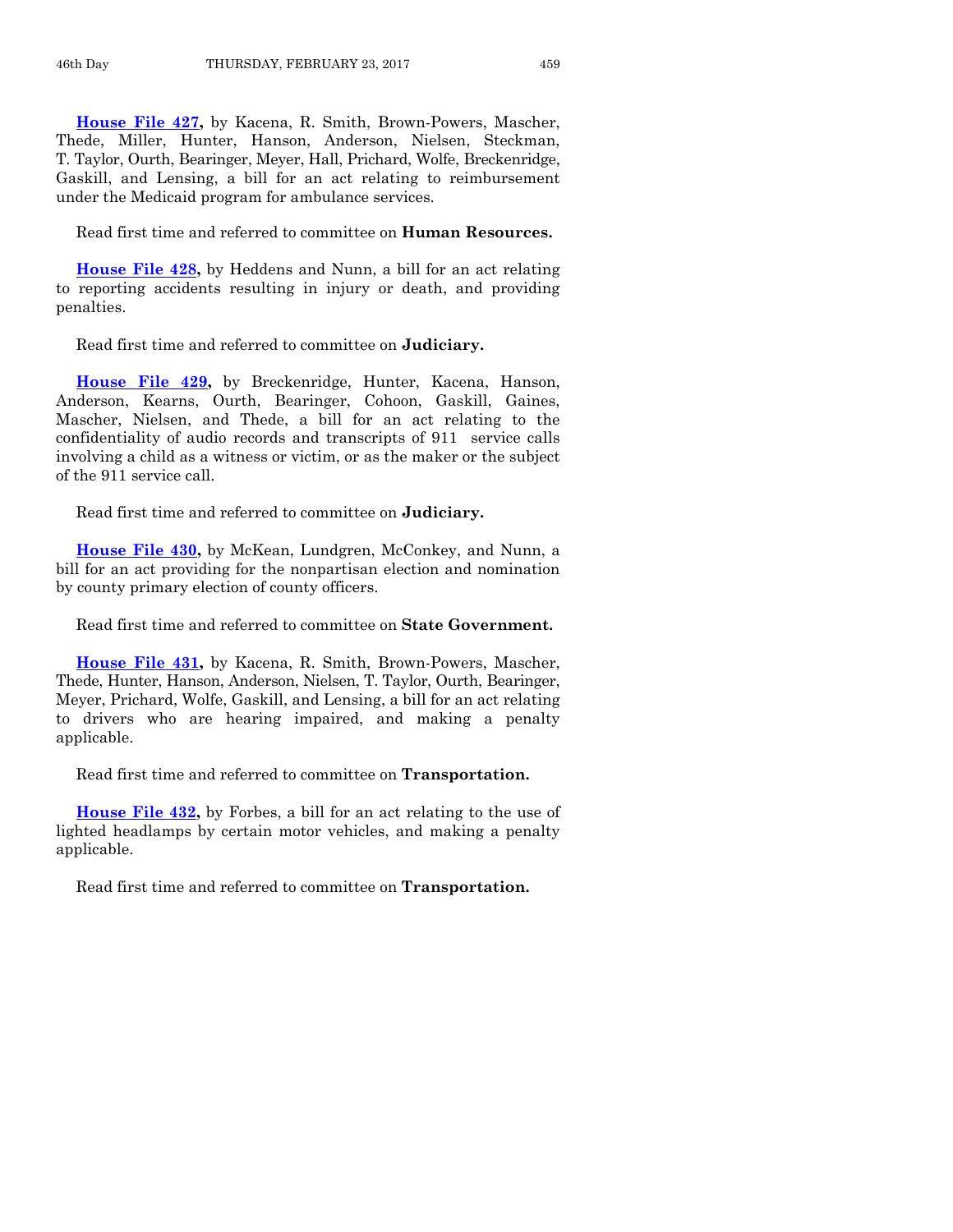**House File 427,** by Kacena, R. Smith, Brown-Powers, Mascher, Thede, Miller, Hunter, Hanson, Anderson, Nielsen, Steckman, T. Taylor, Ourth, Bearinger, Meyer, Hall, Prichard, Wolfe, Breckenridge, Gaskill, and Lensing, a bill for an act relating to reimbursement under the Medicaid program for ambulance services.

Read first time and referred to committee on **Human Resources.**

**House File 428,** by Heddens and Nunn, a bill for an act relating to reporting accidents resulting in injury or death, and providing penalties.

Read first time and referred to committee on **Judiciary.**

**House File 429,** by Breckenridge, Hunter, Kacena, Hanson, Anderson, Kearns, Ourth, Bearinger, Cohoon, Gaskill, Gaines, Mascher, Nielsen, and Thede, a bill for an act relating to the confidentiality of audio records and transcripts of 911 service calls involving a child as a witness or victim, or as the maker or the subject of the 911 service call.

Read first time and referred to committee on **Judiciary.**

**House File 430,** by McKean, Lundgren, McConkey, and Nunn, a bill for an act providing for the nonpartisan election and nomination by county primary election of county officers.

Read first time and referred to committee on **State Government.**

**House File 431,** by Kacena, R. Smith, Brown-Powers, Mascher, Thede, Hunter, Hanson, Anderson, Nielsen, T. Taylor, Ourth, Bearinger, Meyer, Prichard, Wolfe, Gaskill, and Lensing, a bill for an act relating to drivers who are hearing impaired, and making a penalty applicable.

Read first time and referred to committee on **Transportation.**

**House File 432,** by Forbes, a bill for an act relating to the use of lighted headlamps by certain motor vehicles, and making a penalty applicable.

Read first time and referred to committee on **Transportation.**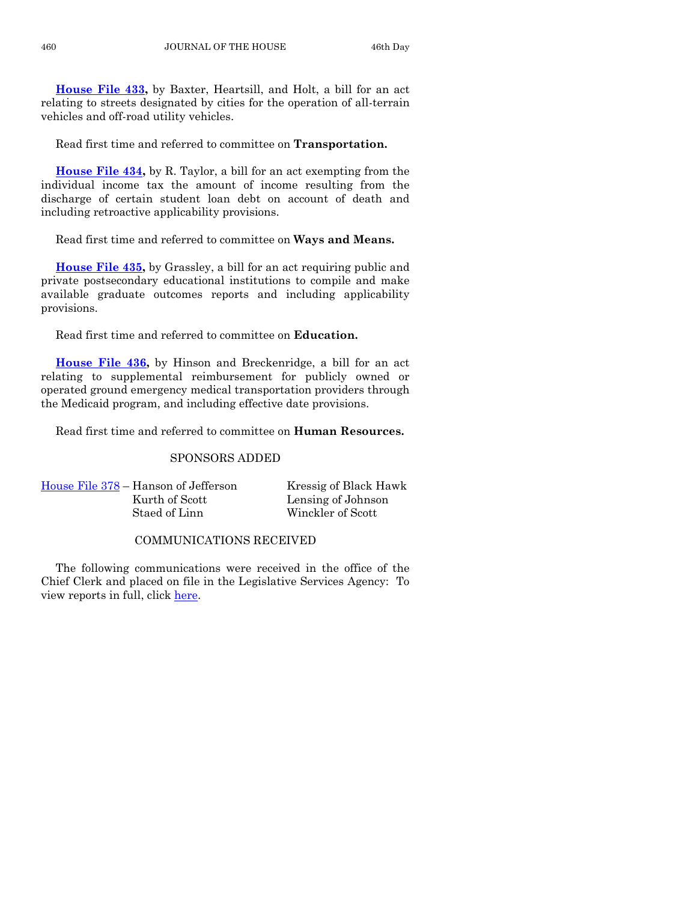**House File 433,** by Baxter, Heartsill, and Holt, a bill for an act relating to streets designated by cities for the operation of all-terrain vehicles and off-road utility vehicles.

Read first time and referred to committee on **Transportation.**

**House File 434,** by R. Taylor, a bill for an act exempting from the individual income tax the amount of income resulting from the discharge of certain student loan debt on account of death and including retroactive applicability provisions.

Read first time and referred to committee on **Ways and Means.**

**House File 435,** by Grassley, a bill for an act requiring public and private postsecondary educational institutions to compile and make available graduate outcomes reports and including applicability provisions.

Read first time and referred to committee on **Education.**

**House File 436,** by Hinson and Breckenridge, a bill for an act relating to supplemental reimbursement for publicly owned or operated ground emergency medical transportation providers through the Medicaid program, and including effective date provisions.

Read first time and referred to committee on **Human Resources.**

## SPONSORS ADDED

House File 378 – Hanson of Jefferson, Kressig of Black Hawk, Kurth of Scott, Lensing of Johnson, Staed of Linn, Winckler of Scott

## COMMUNICATIONS RECEIVED

The following communications were received in the office of the Chief Clerk and placed on file in the Legislative Services Agency: To view reports in full, click here.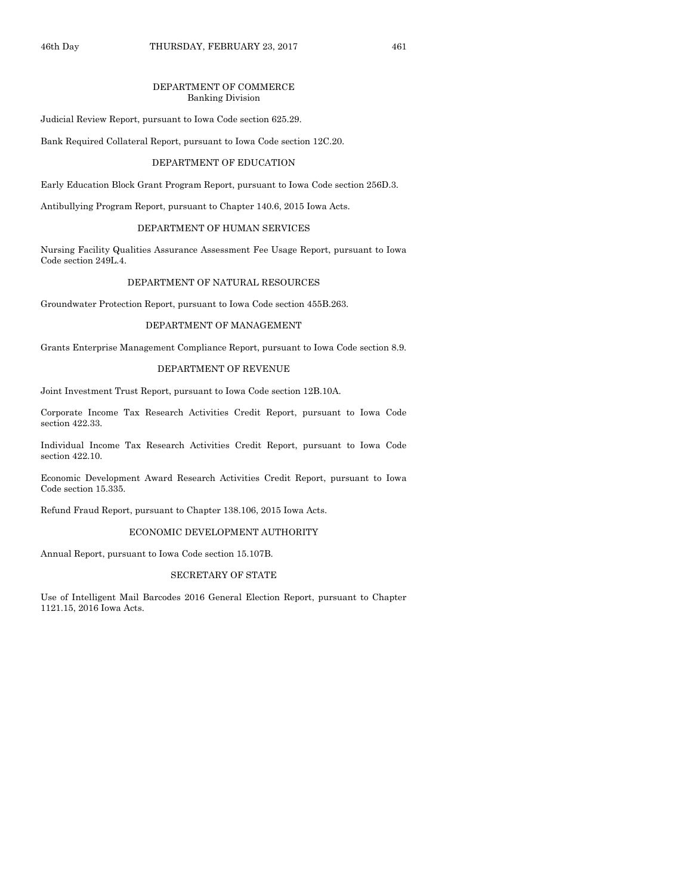## DEPARTMENT OF COMMERCE
### Banking Division

Judicial Review Report, pursuant to Iowa Code section 625.29.

Bank Required Collateral Report, pursuant to Iowa Code section 12C.20.

## DEPARTMENT OF EDUCATION

Early Education Block Grant Program Report, pursuant to Iowa Code section 256D.3.

Antibullying Program Report, pursuant to Chapter 140.6, 2015 Iowa Acts.

## DEPARTMENT OF HUMAN SERVICES

Nursing Facility Qualities Assurance Assessment Fee Usage Report, pursuant to Iowa Code section 249L.4.

## DEPARTMENT OF NATURAL RESOURCES

Groundwater Protection Report, pursuant to Iowa Code section 455B.263.

## DEPARTMENT OF MANAGEMENT

Grants Enterprise Management Compliance Report, pursuant to Iowa Code section 8.9.

## DEPARTMENT OF REVENUE

Joint Investment Trust Report, pursuant to Iowa Code section 12B.10A.

Corporate Income Tax Research Activities Credit Report, pursuant to Iowa Code section 422.33.

Individual Income Tax Research Activities Credit Report, pursuant to Iowa Code section 422.10.

Economic Development Award Research Activities Credit Report, pursuant to Iowa Code section 15.335.

Refund Fraud Report, pursuant to Chapter 138.106, 2015 Iowa Acts.

## ECONOMIC DEVELOPMENT AUTHORITY

Annual Report, pursuant to Iowa Code section 15.107B.

## SECRETARY OF STATE

Use of Intelligent Mail Barcodes 2016 General Election Report, pursuant to Chapter 1121.15, 2016 Iowa Acts.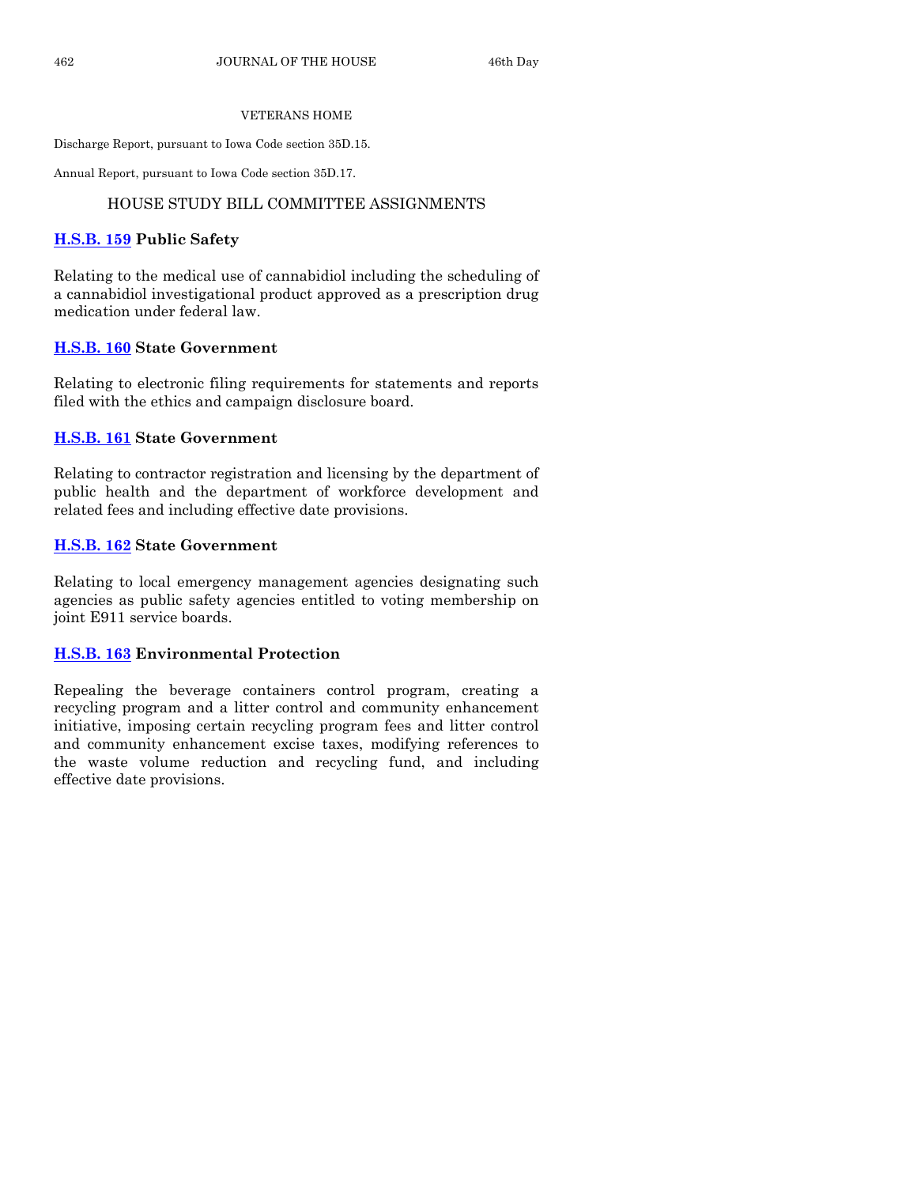VETERANS HOME

Discharge Report, pursuant to Iowa Code section 35D.15.

Annual Report, pursuant to Iowa Code section 35D.17.

## HOUSE STUDY BILL COMMITTEE ASSIGNMENTS

**H.S.B. 159 Public Safety**

Relating to the medical use of cannabidiol including the scheduling of a cannabidiol investigational product approved as a prescription drug medication under federal law.

**H.S.B. 160 State Government**

Relating to electronic filing requirements for statements and reports filed with the ethics and campaign disclosure board.

**H.S.B. 161 State Government**

Relating to contractor registration and licensing by the department of public health and the department of workforce development and related fees and including effective date provisions.

**H.S.B. 162 State Government**

Relating to local emergency management agencies designating such agencies as public safety agencies entitled to voting membership on joint E911 service boards.

**H.S.B. 163 Environmental Protection**

Repealing the beverage containers control program, creating a recycling program and a litter control and community enhancement initiative, imposing certain recycling program fees and litter control and community enhancement excise taxes, modifying references to the waste volume reduction and recycling fund, and including effective date provisions.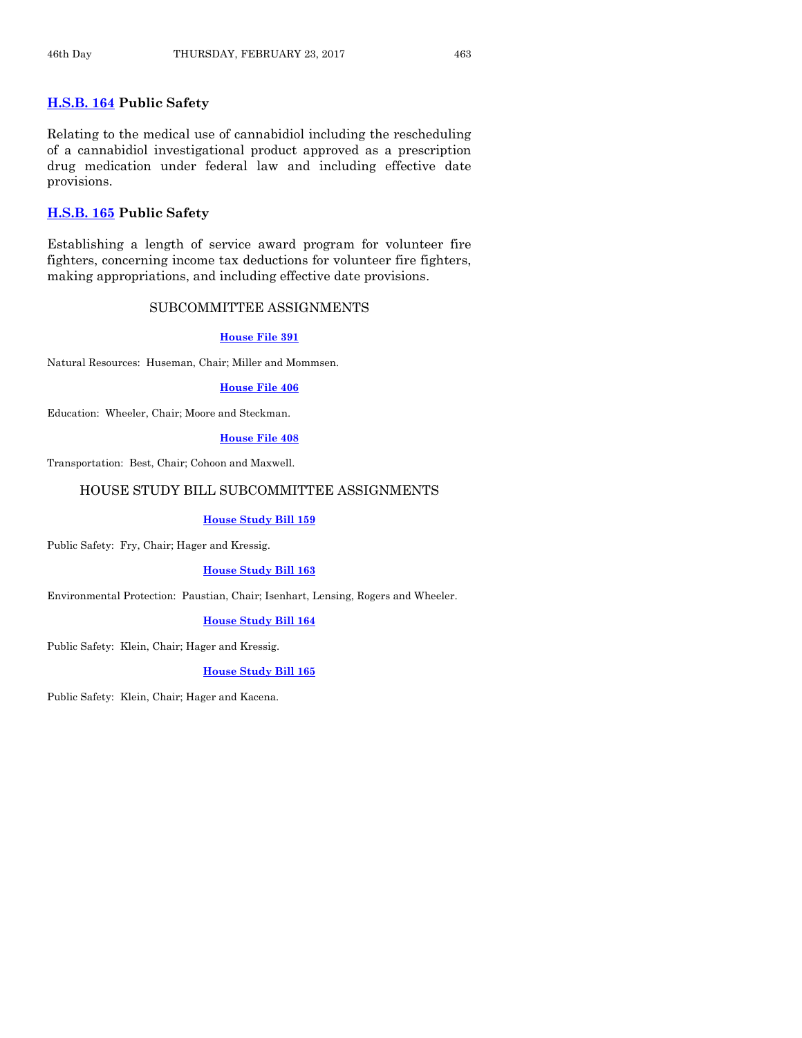**[H.S.B. 164](#) Public Safety**

Relating to the medical use of cannabidiol including the rescheduling of a cannabidiol investigational product approved as a prescription drug medication under federal law and including effective date provisions.

**[H.S.B. 165](#) Public Safety**

Establishing a length of service award program for volunteer fire fighters, concerning income tax deductions for volunteer fire fighters, making appropriations, and including effective date provisions.

## SUBCOMMITTEE ASSIGNMENTS

**House File 391**

Natural Resources: Huseman, Chair; Miller and Mommsen.

**House File 406**

Education: Wheeler, Chair; Moore and Steckman.

**House File 408**

Transportation: Best, Chair; Cohoon and Maxwell.

## HOUSE STUDY BILL SUBCOMMITTEE ASSIGNMENTS

**House Study Bill 159**

Public Safety: Fry, Chair; Hager and Kressig.

**House Study Bill 163**

Environmental Protection: Paustian, Chair; Isenhart, Lensing, Rogers and Wheeler.

**House Study Bill 164**

Public Safety: Klein, Chair; Hager and Kressig.

**House Study Bill 165**

Public Safety: Klein, Chair; Hager and Kacena.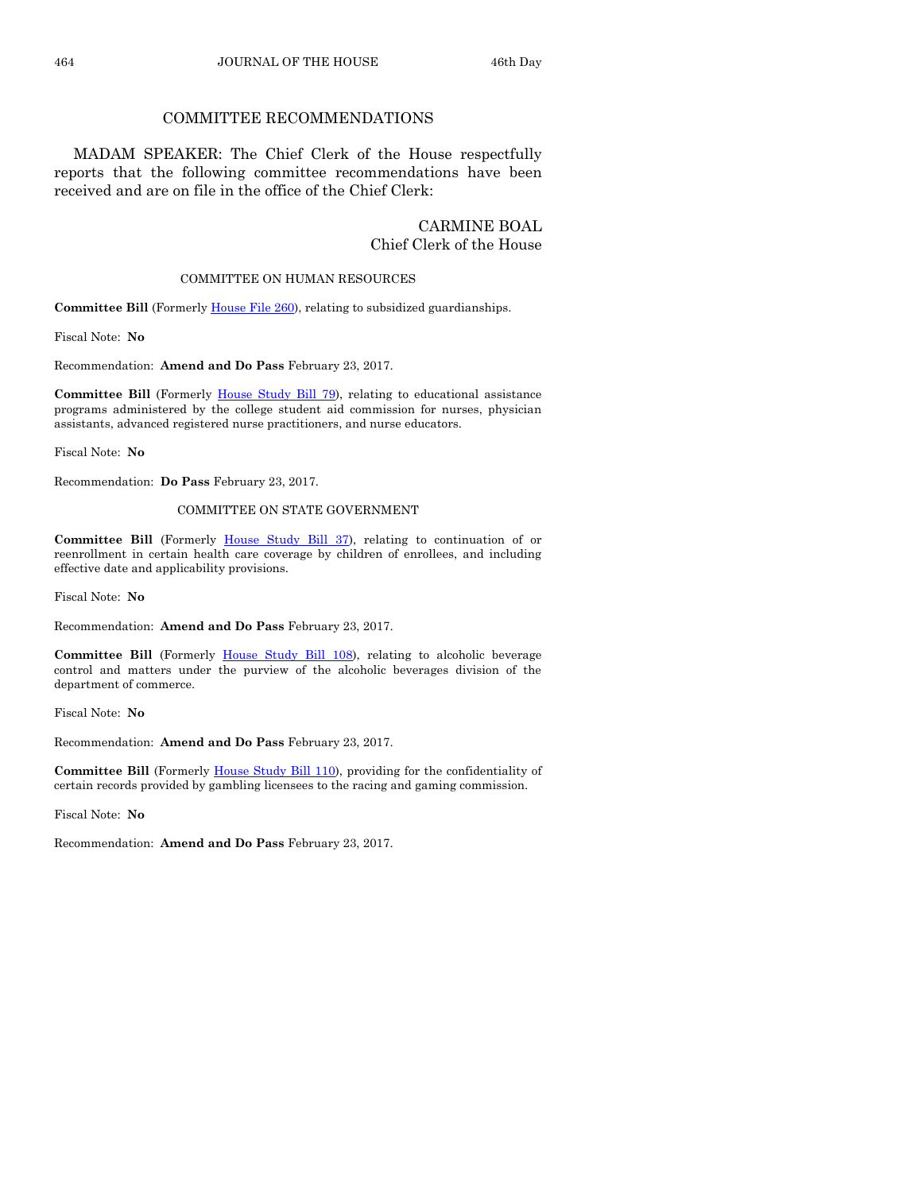## COMMITTEE RECOMMENDATIONS

MADAM SPEAKER: The Chief Clerk of the House respectfully reports that the following committee recommendations have been received and are on file in the office of the Chief Clerk:

CARMINE BOAL
Chief Clerk of the House

### COMMITTEE ON HUMAN RESOURCES

**Committee Bill** (Formerly House File 260), relating to subsidized guardianships.

Fiscal Note: **No**

Recommendation: **Amend and Do Pass** February 23, 2017.

**Committee Bill** (Formerly House Study Bill 79), relating to educational assistance programs administered by the college student aid commission for nurses, physician assistants, advanced registered nurse practitioners, and nurse educators.

Fiscal Note: **No**

Recommendation: **Do Pass** February 23, 2017.

### COMMITTEE ON STATE GOVERNMENT

**Committee Bill** (Formerly House Study Bill 37), relating to continuation of or reenrollment in certain health care coverage by children of enrollees, and including effective date and applicability provisions.

Fiscal Note: **No**

Recommendation: **Amend and Do Pass** February 23, 2017.

**Committee Bill** (Formerly House Study Bill 108), relating to alcoholic beverage control and matters under the purview of the alcoholic beverages division of the department of commerce.

Fiscal Note: **No**

Recommendation: **Amend and Do Pass** February 23, 2017.

**Committee Bill** (Formerly House Study Bill 110), providing for the confidentiality of certain records provided by gambling licensees to the racing and gaming commission.

Fiscal Note: **No**

Recommendation: **Amend and Do Pass** February 23, 2017.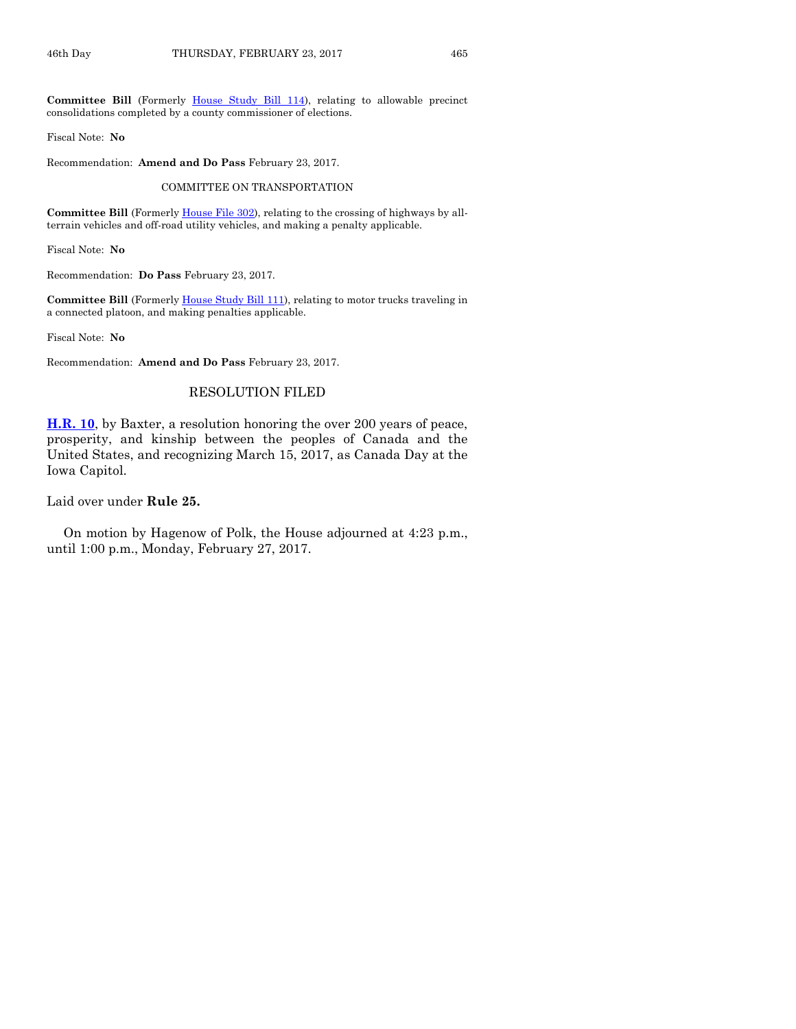**Committee Bill** (Formerly House Study Bill 114), relating to allowable precinct consolidations completed by a county commissioner of elections.

Fiscal Note: **No**

Recommendation: **Amend and Do Pass** February 23, 2017.

COMMITTEE ON TRANSPORTATION

**Committee Bill** (Formerly House File 302), relating to the crossing of highways by all-terrain vehicles and off-road utility vehicles, and making a penalty applicable.

Fiscal Note: **No**

Recommendation: **Do Pass** February 23, 2017.

**Committee Bill** (Formerly House Study Bill 111), relating to motor trucks traveling in a connected platoon, and making penalties applicable.

Fiscal Note: **No**

Recommendation: **Amend and Do Pass** February 23, 2017.

## RESOLUTION FILED

**H.R. 10**, by Baxter, a resolution honoring the over 200 years of peace, prosperity, and kinship between the peoples of Canada and the United States, and recognizing March 15, 2017, as Canada Day at the Iowa Capitol.

Laid over under **Rule 25.**

On motion by Hagenow of Polk, the House adjourned at 4:23 p.m., until 1:00 p.m., Monday, February 27, 2017.